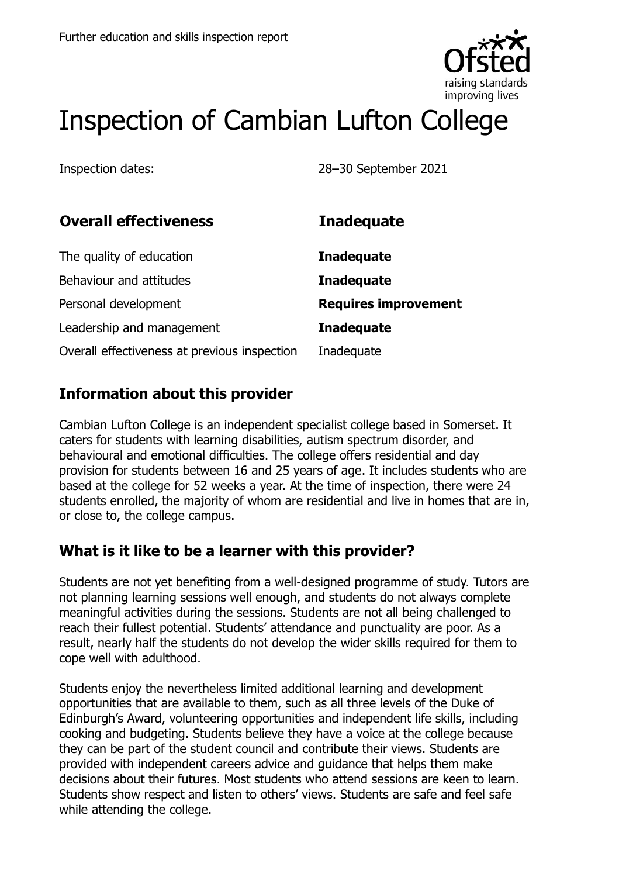Further education and skills inspection report

# Inspection of Cambian Lufton College

Inspection dates: 28–30 September 2021

| **Overall effectiveness** | **Inadequate** |
|---|---|
| The quality of education | **Inadequate** |
| Behaviour and attitudes | **Inadequate** |
| Personal development | **Requires improvement** |
| Leadership and management | **Inadequate** |
| Overall effectiveness at previous inspection | Inadequate |

## Information about this provider

Cambian Lufton College is an independent specialist college based in Somerset. It caters for students with learning disabilities, autism spectrum disorder, and behavioural and emotional difficulties. The college offers residential and day provision for students between 16 and 25 years of age. It includes students who are based at the college for 52 weeks a year. At the time of inspection, there were 24 students enrolled, the majority of whom are residential and live in homes that are in, or close to, the college campus.

## What is it like to be a learner with this provider?

Students are not yet benefiting from a well-designed programme of study. Tutors are not planning learning sessions well enough, and students do not always complete meaningful activities during the sessions. Students are not all being challenged to reach their fullest potential. Students' attendance and punctuality are poor. As a result, nearly half the students do not develop the wider skills required for them to cope well with adulthood.

Students enjoy the nevertheless limited additional learning and development opportunities that are available to them, such as all three levels of the Duke of Edinburgh's Award, volunteering opportunities and independent life skills, including cooking and budgeting. Students believe they have a voice at the college because they can be part of the student council and contribute their views. Students are provided with independent careers advice and guidance that helps them make decisions about their futures. Most students who attend sessions are keen to learn. Students show respect and listen to others' views. Students are safe and feel safe while attending the college.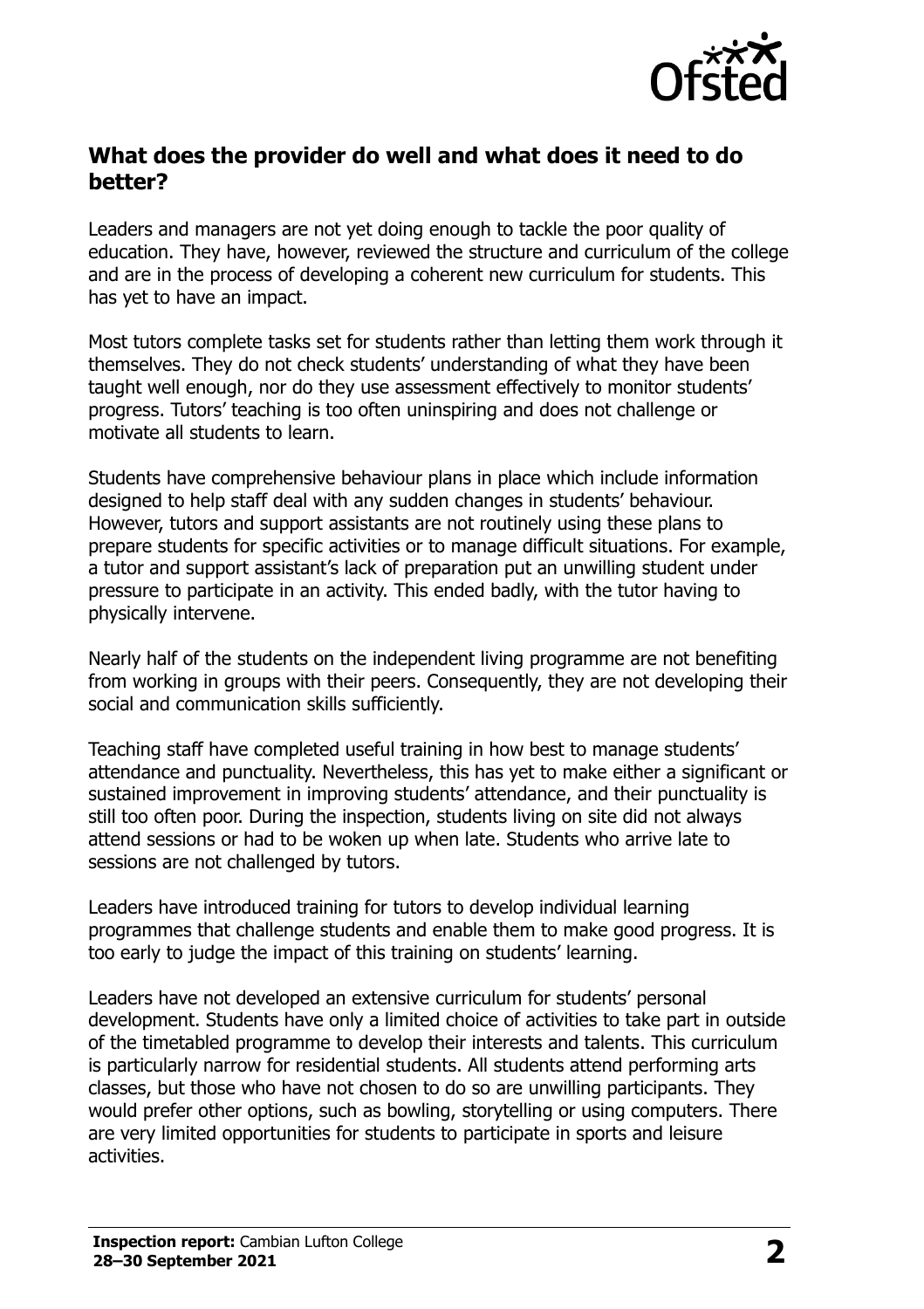## What does the provider do well and what does it need to do better?

Leaders and managers are not yet doing enough to tackle the poor quality of education. They have, however, reviewed the structure and curriculum of the college and are in the process of developing a coherent new curriculum for students. This has yet to have an impact.

Most tutors complete tasks set for students rather than letting them work through it themselves. They do not check students' understanding of what they have been taught well enough, nor do they use assessment effectively to monitor students' progress. Tutors' teaching is too often uninspiring and does not challenge or motivate all students to learn.

Students have comprehensive behaviour plans in place which include information designed to help staff deal with any sudden changes in students' behaviour. However, tutors and support assistants are not routinely using these plans to prepare students for specific activities or to manage difficult situations. For example, a tutor and support assistant's lack of preparation put an unwilling student under pressure to participate in an activity. This ended badly, with the tutor having to physically intervene.

Nearly half of the students on the independent living programme are not benefiting from working in groups with their peers. Consequently, they are not developing their social and communication skills sufficiently.

Teaching staff have completed useful training in how best to manage students' attendance and punctuality. Nevertheless, this has yet to make either a significant or sustained improvement in improving students' attendance, and their punctuality is still too often poor. During the inspection, students living on site did not always attend sessions or had to be woken up when late. Students who arrive late to sessions are not challenged by tutors.

Leaders have introduced training for tutors to develop individual learning programmes that challenge students and enable them to make good progress. It is too early to judge the impact of this training on students' learning.

Leaders have not developed an extensive curriculum for students' personal development. Students have only a limited choice of activities to take part in outside of the timetabled programme to develop their interests and talents. This curriculum is particularly narrow for residential students. All students attend performing arts classes, but those who have not chosen to do so are unwilling participants. They would prefer other options, such as bowling, storytelling or using computers. There are very limited opportunities for students to participate in sports and leisure activities.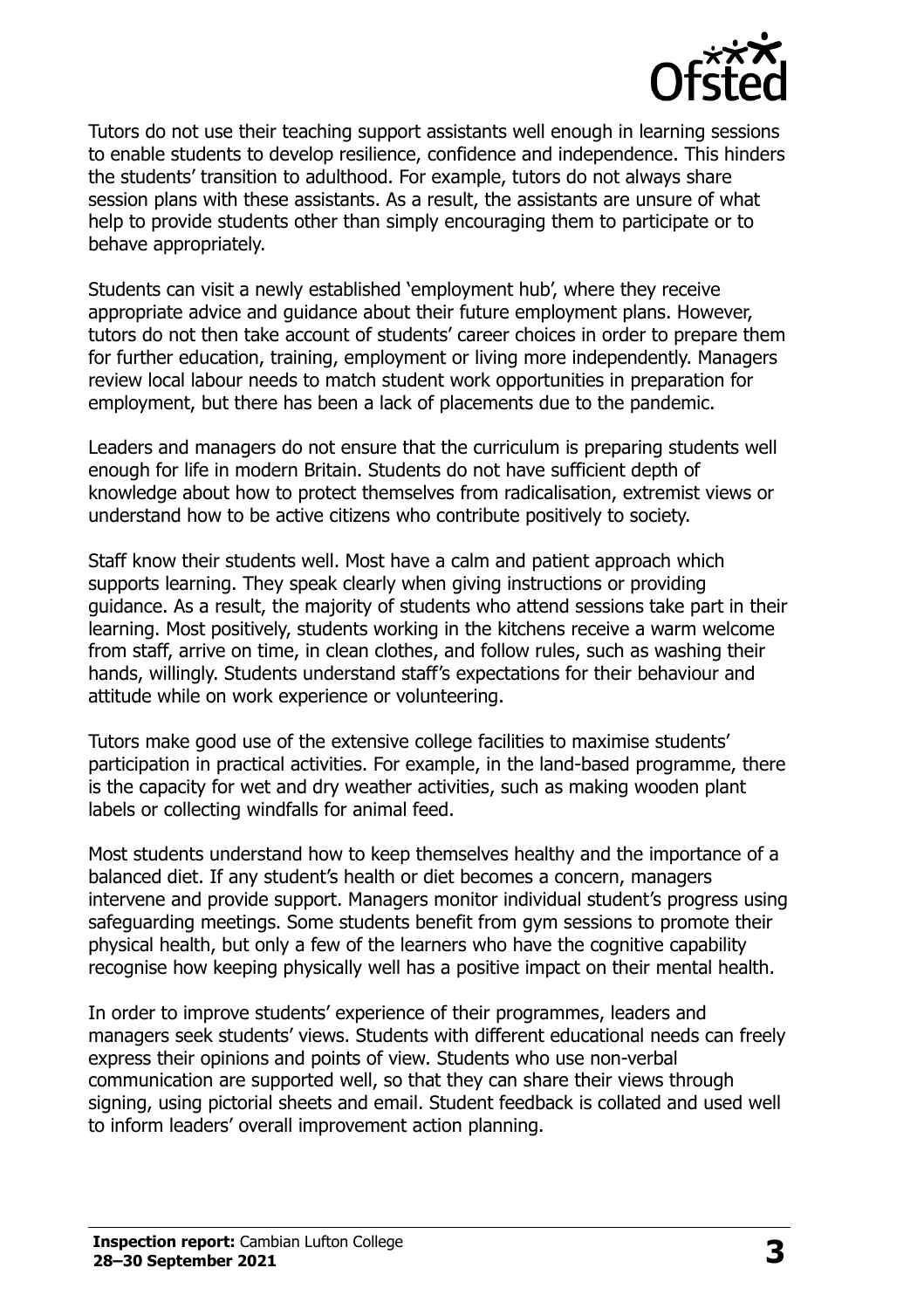Tutors do not use their teaching support assistants well enough in learning sessions to enable students to develop resilience, confidence and independence. This hinders the students' transition to adulthood. For example, tutors do not always share session plans with these assistants. As a result, the assistants are unsure of what help to provide students other than simply encouraging them to participate or to behave appropriately.

Students can visit a newly established 'employment hub', where they receive appropriate advice and guidance about their future employment plans. However, tutors do not then take account of students' career choices in order to prepare them for further education, training, employment or living more independently. Managers review local labour needs to match student work opportunities in preparation for employment, but there has been a lack of placements due to the pandemic.

Leaders and managers do not ensure that the curriculum is preparing students well enough for life in modern Britain. Students do not have sufficient depth of knowledge about how to protect themselves from radicalisation, extremist views or understand how to be active citizens who contribute positively to society.

Staff know their students well. Most have a calm and patient approach which supports learning. They speak clearly when giving instructions or providing guidance. As a result, the majority of students who attend sessions take part in their learning. Most positively, students working in the kitchens receive a warm welcome from staff, arrive on time, in clean clothes, and follow rules, such as washing their hands, willingly. Students understand staff's expectations for their behaviour and attitude while on work experience or volunteering.

Tutors make good use of the extensive college facilities to maximise students' participation in practical activities. For example, in the land-based programme, there is the capacity for wet and dry weather activities, such as making wooden plant labels or collecting windfalls for animal feed.

Most students understand how to keep themselves healthy and the importance of a balanced diet. If any student's health or diet becomes a concern, managers intervene and provide support. Managers monitor individual student's progress using safeguarding meetings. Some students benefit from gym sessions to promote their physical health, but only a few of the learners who have the cognitive capability recognise how keeping physically well has a positive impact on their mental health.

In order to improve students' experience of their programmes, leaders and managers seek students' views. Students with different educational needs can freely express their opinions and points of view. Students who use non-verbal communication are supported well, so that they can share their views through signing, using pictorial sheets and email. Student feedback is collated and used well to inform leaders' overall improvement action planning.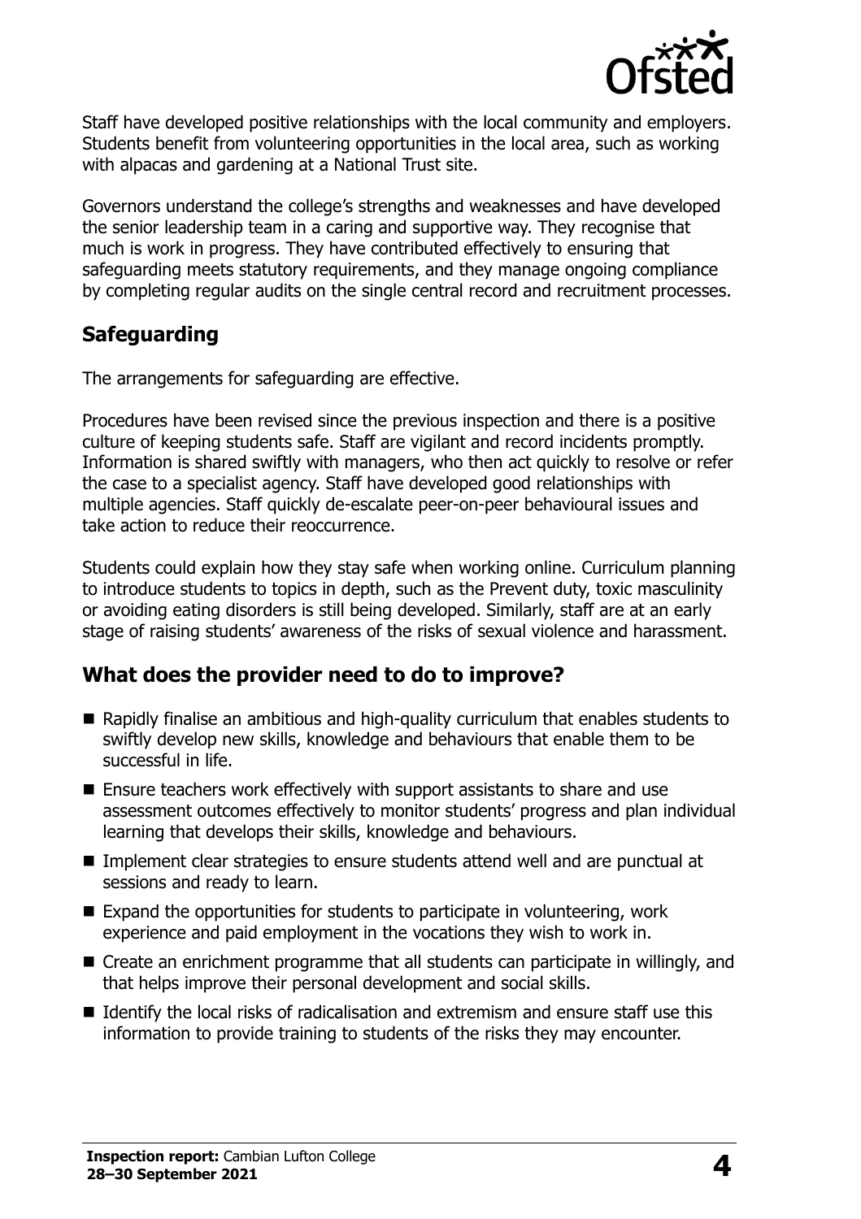Staff have developed positive relationships with the local community and employers. Students benefit from volunteering opportunities in the local area, such as working with alpacas and gardening at a National Trust site.

Governors understand the college's strengths and weaknesses and have developed the senior leadership team in a caring and supportive way. They recognise that much is work in progress. They have contributed effectively to ensuring that safeguarding meets statutory requirements, and they manage ongoing compliance by completing regular audits on the single central record and recruitment processes.

## Safeguarding

The arrangements for safeguarding are effective.

Procedures have been revised since the previous inspection and there is a positive culture of keeping students safe. Staff are vigilant and record incidents promptly. Information is shared swiftly with managers, who then act quickly to resolve or refer the case to a specialist agency. Staff have developed good relationships with multiple agencies. Staff quickly de-escalate peer-on-peer behavioural issues and take action to reduce their reoccurrence.

Students could explain how they stay safe when working online. Curriculum planning to introduce students to topics in depth, such as the Prevent duty, toxic masculinity or avoiding eating disorders is still being developed. Similarly, staff are at an early stage of raising students' awareness of the risks of sexual violence and harassment.

## What does the provider need to do to improve?

- Rapidly finalise an ambitious and high-quality curriculum that enables students to swiftly develop new skills, knowledge and behaviours that enable them to be successful in life.
- Ensure teachers work effectively with support assistants to share and use assessment outcomes effectively to monitor students' progress and plan individual learning that develops their skills, knowledge and behaviours.
- Implement clear strategies to ensure students attend well and are punctual at sessions and ready to learn.
- Expand the opportunities for students to participate in volunteering, work experience and paid employment in the vocations they wish to work in.
- Create an enrichment programme that all students can participate in willingly, and that helps improve their personal development and social skills.
- Identify the local risks of radicalisation and extremism and ensure staff use this information to provide training to students of the risks they may encounter.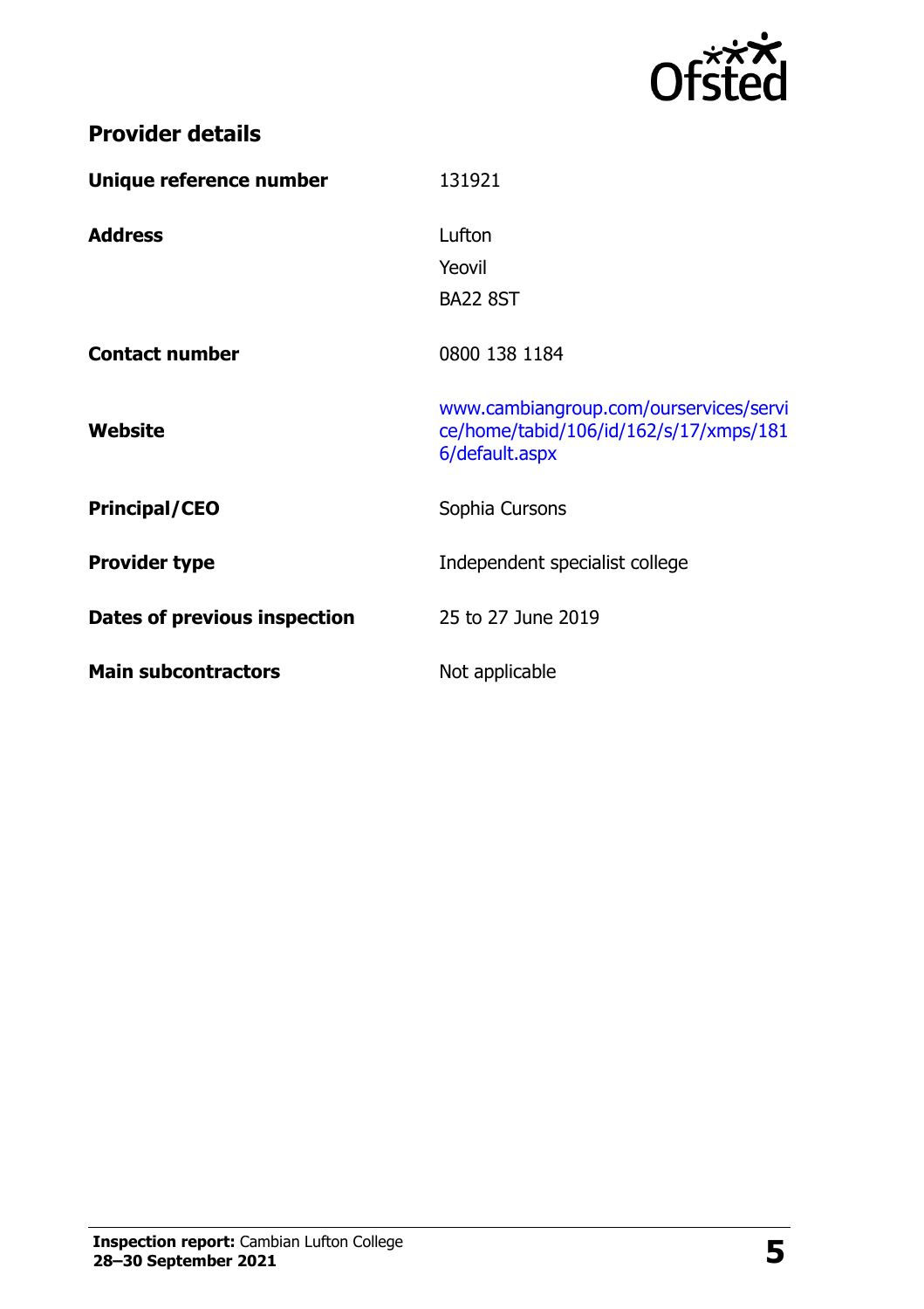## Provider details

| | |
|---|---|
| **Unique reference number** | 131921 |
| **Address** | Lufton<br>Yeovil<br>BA22 8ST |
| **Contact number** | 0800 138 1184 |
| **Website** | www.cambiangroup.com/ourservices/service/home/tabid/106/id/162/s/17/xmps/1816/default.aspx |
| **Principal/CEO** | Sophia Cursons |
| **Provider type** | Independent specialist college |
| **Dates of previous inspection** | 25 to 27 June 2019 |
| **Main subcontractors** | Not applicable |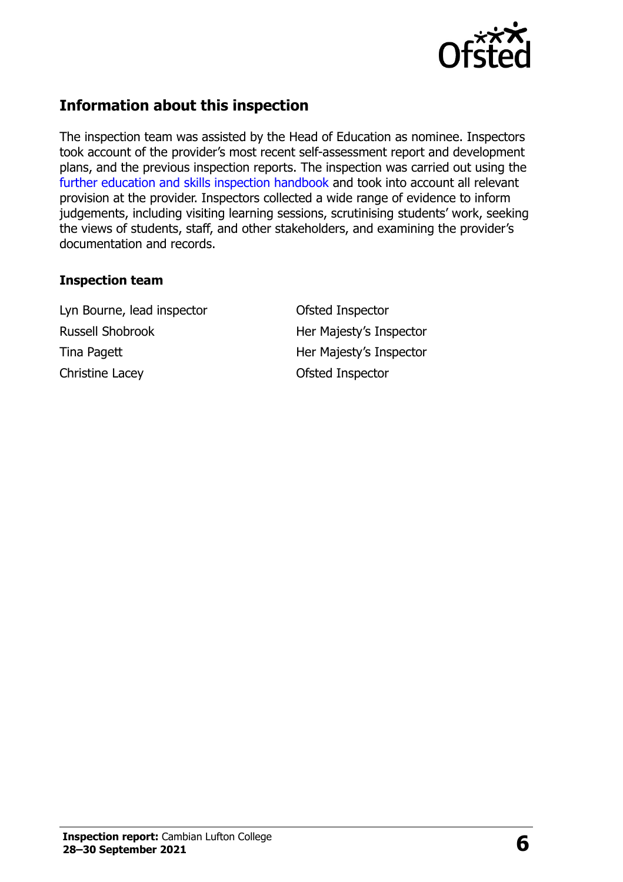## Information about this inspection

The inspection team was assisted by the Head of Education as nominee. Inspectors took account of the provider's most recent self-assessment report and development plans, and the previous inspection reports. The inspection was carried out using the further education and skills inspection handbook and took into account all relevant provision at the provider. Inspectors collected a wide range of evidence to inform judgements, including visiting learning sessions, scrutinising students' work, seeking the views of students, staff, and other stakeholders, and examining the provider's documentation and records.

### Inspection team

| | |
|---|---|
| Lyn Bourne, lead inspector | Ofsted Inspector |
| Russell Shobrook | Her Majesty's Inspector |
| Tina Pagett | Her Majesty's Inspector |
| Christine Lacey | Ofsted Inspector |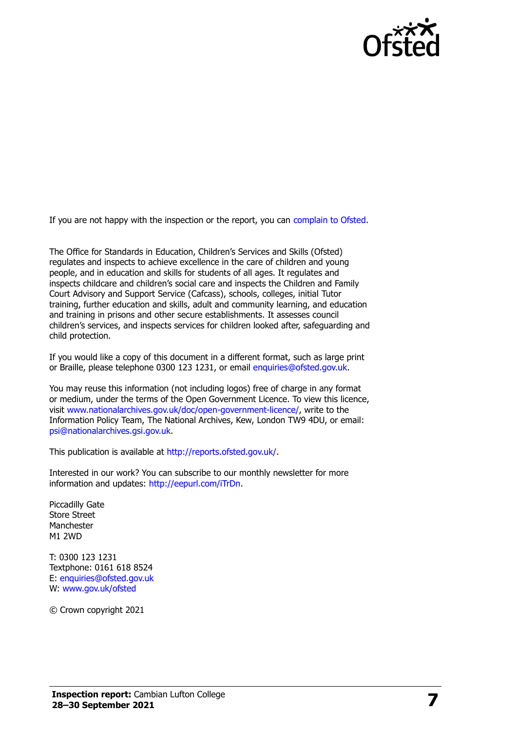If you are not happy with the inspection or the report, you can complain to Ofsted.

The Office for Standards in Education, Children's Services and Skills (Ofsted) regulates and inspects to achieve excellence in the care of children and young people, and in education and skills for students of all ages. It regulates and inspects childcare and children's social care and inspects the Children and Family Court Advisory and Support Service (Cafcass), schools, colleges, initial Tutor training, further education and skills, adult and community learning, and education and training in prisons and other secure establishments. It assesses council children's services, and inspects services for children looked after, safeguarding and child protection.

If you would like a copy of this document in a different format, such as large print or Braille, please telephone 0300 123 1231, or email enquiries@ofsted.gov.uk.

You may reuse this information (not including logos) free of charge in any format or medium, under the terms of the Open Government Licence. To view this licence, visit www.nationalarchives.gov.uk/doc/open-government-licence/, write to the Information Policy Team, The National Archives, Kew, London TW9 4DU, or email: psi@nationalarchives.gsi.gov.uk.

This publication is available at http://reports.ofsted.gov.uk/.

Interested in our work? You can subscribe to our monthly newsletter for more information and updates: http://eepurl.com/iTrDn.

Piccadilly Gate
Store Street
Manchester
M1 2WD

T: 0300 123 1231
Textphone: 0161 618 8524
E: enquiries@ofsted.gov.uk
W: www.gov.uk/ofsted

© Crown copyright 2021